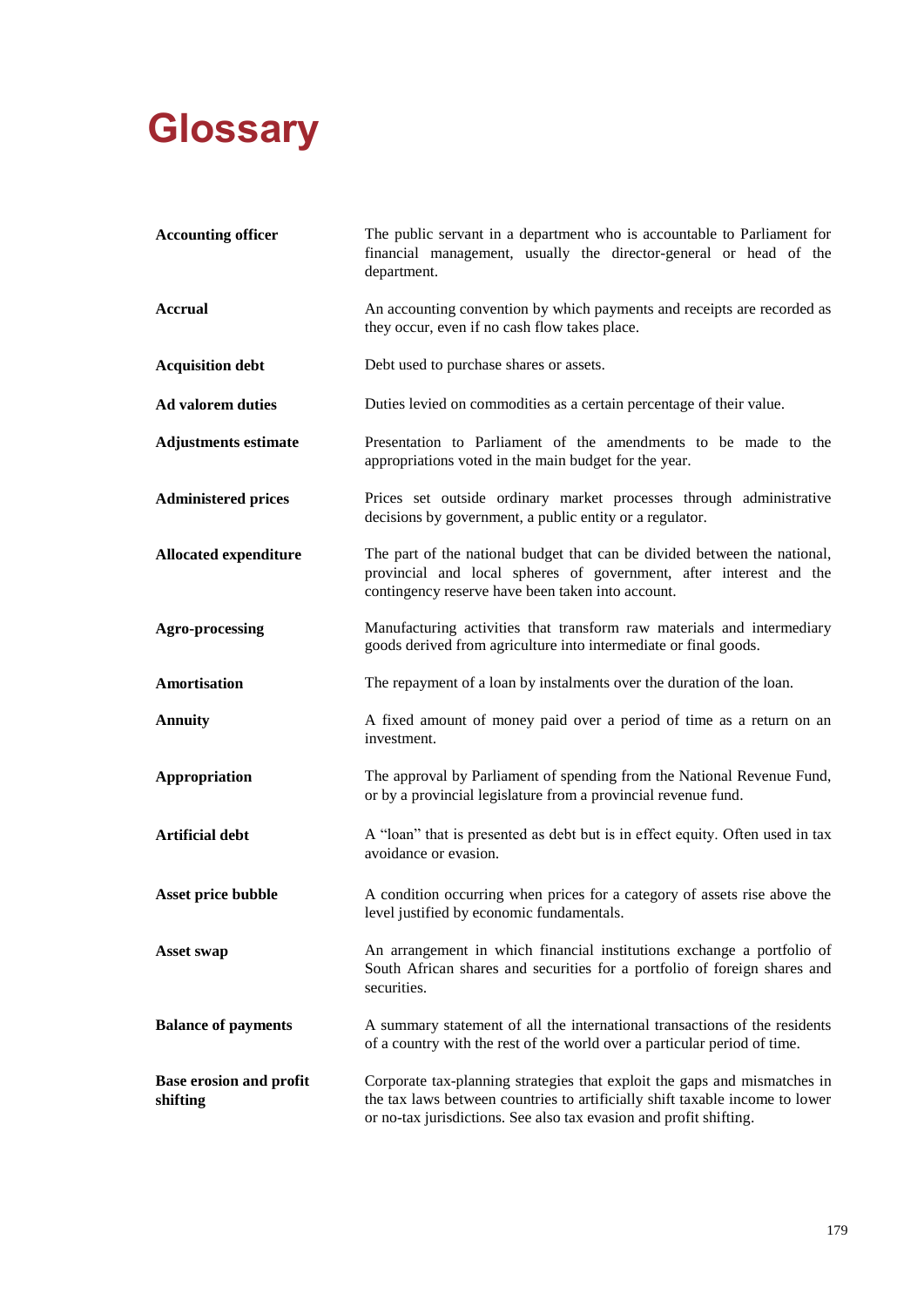# Glossary

| | |
|---|---|
| **Accounting officer** | The public servant in a department who is accountable to Parliament for financial management, usually the director-general or head of the department. |
| **Accrual** | An accounting convention by which payments and receipts are recorded as they occur, even if no cash flow takes place. |
| **Acquisition debt** | Debt used to purchase shares or assets. |
| **Ad valorem duties** | Duties levied on commodities as a certain percentage of their value. |
| **Adjustments estimate** | Presentation to Parliament of the amendments to be made to the appropriations voted in the main budget for the year. |
| **Administered prices** | Prices set outside ordinary market processes through administrative decisions by government, a public entity or a regulator. |
| **Allocated expenditure** | The part of the national budget that can be divided between the national, provincial and local spheres of government, after interest and the contingency reserve have been taken into account. |
| **Agro-processing** | Manufacturing activities that transform raw materials and intermediary goods derived from agriculture into intermediate or final goods. |
| **Amortisation** | The repayment of a loan by instalments over the duration of the loan. |
| **Annuity** | A fixed amount of money paid over a period of time as a return on an investment. |
| **Appropriation** | The approval by Parliament of spending from the National Revenue Fund, or by a provincial legislature from a provincial revenue fund. |
| **Artificial debt** | A "loan" that is presented as debt but is in effect equity. Often used in tax avoidance or evasion. |
| **Asset price bubble** | A condition occurring when prices for a category of assets rise above the level justified by economic fundamentals. |
| **Asset swap** | An arrangement in which financial institutions exchange a portfolio of South African shares and securities for a portfolio of foreign shares and securities. |
| **Balance of payments** | A summary statement of all the international transactions of the residents of a country with the rest of the world over a particular period of time. |
| **Base erosion and profit shifting** | Corporate tax-planning strategies that exploit the gaps and mismatches in the tax laws between countries to artificially shift taxable income to lower or no-tax jurisdictions. See also tax evasion and profit shifting. |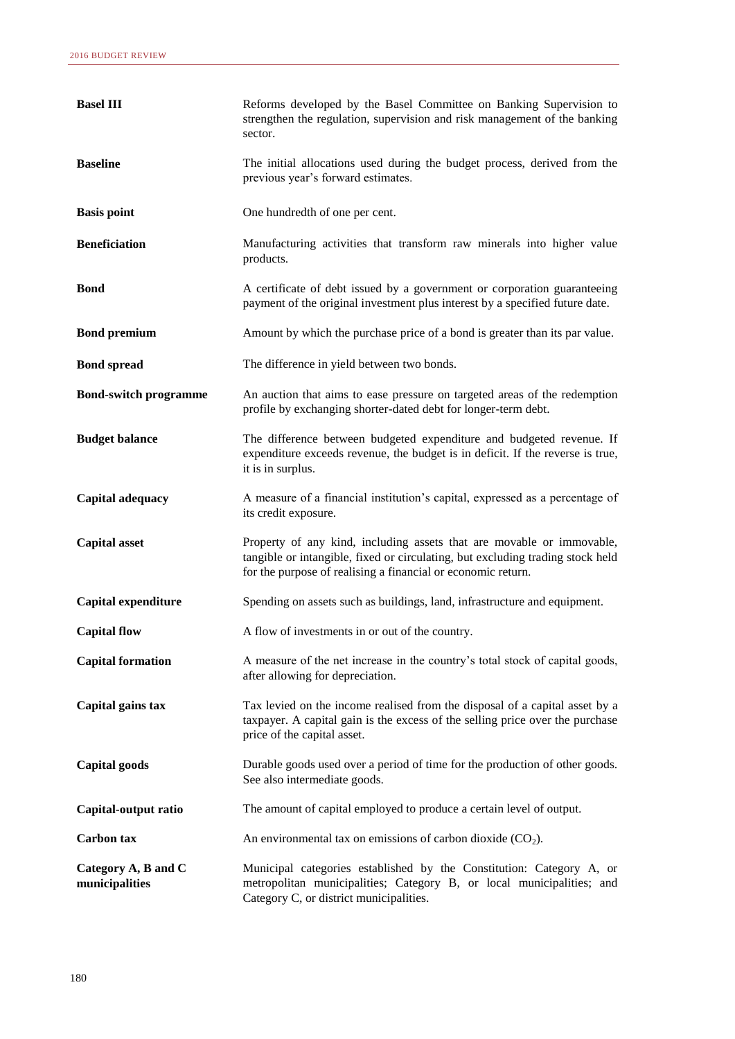| | |
|---|---|
| **Basel III** | Reforms developed by the Basel Committee on Banking Supervision to strengthen the regulation, supervision and risk management of the banking sector. |
| **Baseline** | The initial allocations used during the budget process, derived from the previous year's forward estimates. |
| **Basis point** | One hundredth of one per cent. |
| **Beneficiation** | Manufacturing activities that transform raw minerals into higher value products. |
| **Bond** | A certificate of debt issued by a government or corporation guaranteeing payment of the original investment plus interest by a specified future date. |
| **Bond premium** | Amount by which the purchase price of a bond is greater than its par value. |
| **Bond spread** | The difference in yield between two bonds. |
| **Bond-switch programme** | An auction that aims to ease pressure on targeted areas of the redemption profile by exchanging shorter-dated debt for longer-term debt. |
| **Budget balance** | The difference between budgeted expenditure and budgeted revenue. If expenditure exceeds revenue, the budget is in deficit. If the reverse is true, it is in surplus. |
| **Capital adequacy** | A measure of a financial institution's capital, expressed as a percentage of its credit exposure. |
| **Capital asset** | Property of any kind, including assets that are movable or immovable, tangible or intangible, fixed or circulating, but excluding trading stock held for the purpose of realising a financial or economic return. |
| **Capital expenditure** | Spending on assets such as buildings, land, infrastructure and equipment. |
| **Capital flow** | A flow of investments in or out of the country. |
| **Capital formation** | A measure of the net increase in the country's total stock of capital goods, after allowing for depreciation. |
| **Capital gains tax** | Tax levied on the income realised from the disposal of a capital asset by a taxpayer. A capital gain is the excess of the selling price over the purchase price of the capital asset. |
| **Capital goods** | Durable goods used over a period of time for the production of other goods. See also intermediate goods. |
| **Capital-output ratio** | The amount of capital employed to produce a certain level of output. |
| **Carbon tax** | An environmental tax on emissions of carbon dioxide ($CO_2$). |
| **Category A, B and C municipalities** | Municipal categories established by the Constitution: Category A, or metropolitan municipalities; Category B, or local municipalities; and Category C, or district municipalities. |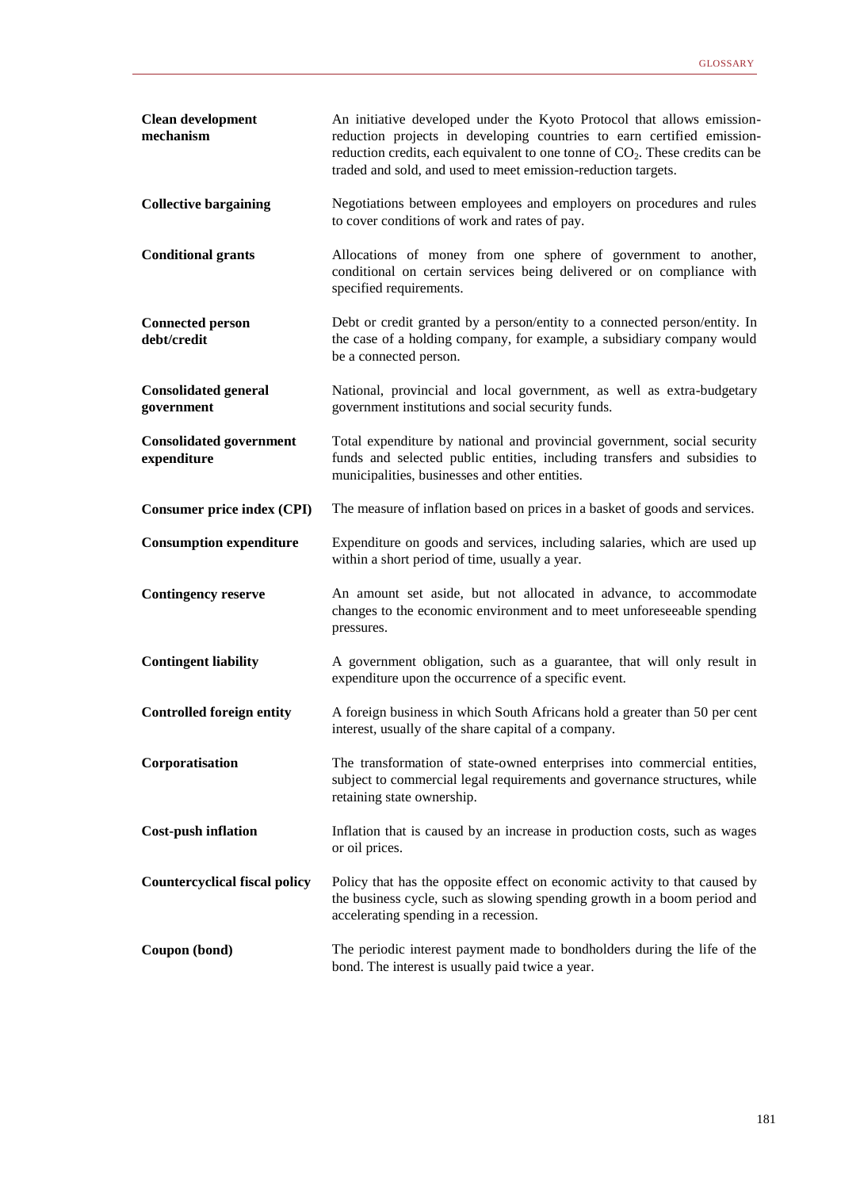| | |
|---|---|
| **Clean development mechanism** | An initiative developed under the Kyoto Protocol that allows emission-reduction projects in developing countries to earn certified emission-reduction credits, each equivalent to one tonne of $CO_2$. These credits can be traded and sold, and used to meet emission-reduction targets. |
| **Collective bargaining** | Negotiations between employees and employers on procedures and rules to cover conditions of work and rates of pay. |
| **Conditional grants** | Allocations of money from one sphere of government to another, conditional on certain services being delivered or on compliance with specified requirements. |
| **Connected person debt/credit** | Debt or credit granted by a person/entity to a connected person/entity. In the case of a holding company, for example, a subsidiary company would be a connected person. |
| **Consolidated general government** | National, provincial and local government, as well as extra-budgetary government institutions and social security funds. |
| **Consolidated government expenditure** | Total expenditure by national and provincial government, social security funds and selected public entities, including transfers and subsidies to municipalities, businesses and other entities. |
| **Consumer price index (CPI)** | The measure of inflation based on prices in a basket of goods and services. |
| **Consumption expenditure** | Expenditure on goods and services, including salaries, which are used up within a short period of time, usually a year. |
| **Contingency reserve** | An amount set aside, but not allocated in advance, to accommodate changes to the economic environment and to meet unforeseeable spending pressures. |
| **Contingent liability** | A government obligation, such as a guarantee, that will only result in expenditure upon the occurrence of a specific event. |
| **Controlled foreign entity** | A foreign business in which South Africans hold a greater than 50 per cent interest, usually of the share capital of a company. |
| **Corporatisation** | The transformation of state-owned enterprises into commercial entities, subject to commercial legal requirements and governance structures, while retaining state ownership. |
| **Cost-push inflation** | Inflation that is caused by an increase in production costs, such as wages or oil prices. |
| **Countercyclical fiscal policy** | Policy that has the opposite effect on economic activity to that caused by the business cycle, such as slowing spending growth in a boom period and accelerating spending in a recession. |
| **Coupon (bond)** | The periodic interest payment made to bondholders during the life of the bond. The interest is usually paid twice a year. |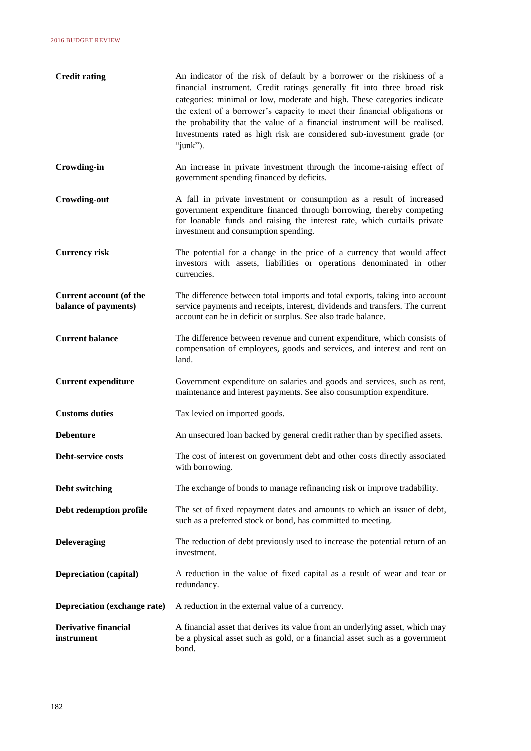| | |
|---|---|
| **Credit rating** | An indicator of the risk of default by a borrower or the riskiness of a financial instrument. Credit ratings generally fit into three broad risk categories: minimal or low, moderate and high. These categories indicate the extent of a borrower's capacity to meet their financial obligations or the probability that the value of a financial instrument will be realised. Investments rated as high risk are considered sub-investment grade (or "junk"). |
| **Crowding-in** | An increase in private investment through the income-raising effect of government spending financed by deficits. |
| **Crowding-out** | A fall in private investment or consumption as a result of increased government expenditure financed through borrowing, thereby competing for loanable funds and raising the interest rate, which curtails private investment and consumption spending. |
| **Currency risk** | The potential for a change in the price of a currency that would affect investors with assets, liabilities or operations denominated in other currencies. |
| **Current account (of the balance of payments)** | The difference between total imports and total exports, taking into account service payments and receipts, interest, dividends and transfers. The current account can be in deficit or surplus. See also trade balance. |
| **Current balance** | The difference between revenue and current expenditure, which consists of compensation of employees, goods and services, and interest and rent on land. |
| **Current expenditure** | Government expenditure on salaries and goods and services, such as rent, maintenance and interest payments. See also consumption expenditure. |
| **Customs duties** | Tax levied on imported goods. |
| **Debenture** | An unsecured loan backed by general credit rather than by specified assets. |
| **Debt-service costs** | The cost of interest on government debt and other costs directly associated with borrowing. |
| **Debt switching** | The exchange of bonds to manage refinancing risk or improve tradability. |
| **Debt redemption profile** | The set of fixed repayment dates and amounts to which an issuer of debt, such as a preferred stock or bond, has committed to meeting. |
| **Deleveraging** | The reduction of debt previously used to increase the potential return of an investment. |
| **Depreciation (capital)** | A reduction in the value of fixed capital as a result of wear and tear or redundancy. |
| **Depreciation (exchange rate)** | A reduction in the external value of a currency. |
| **Derivative financial instrument** | A financial asset that derives its value from an underlying asset, which may be a physical asset such as gold, or a financial asset such as a government bond. |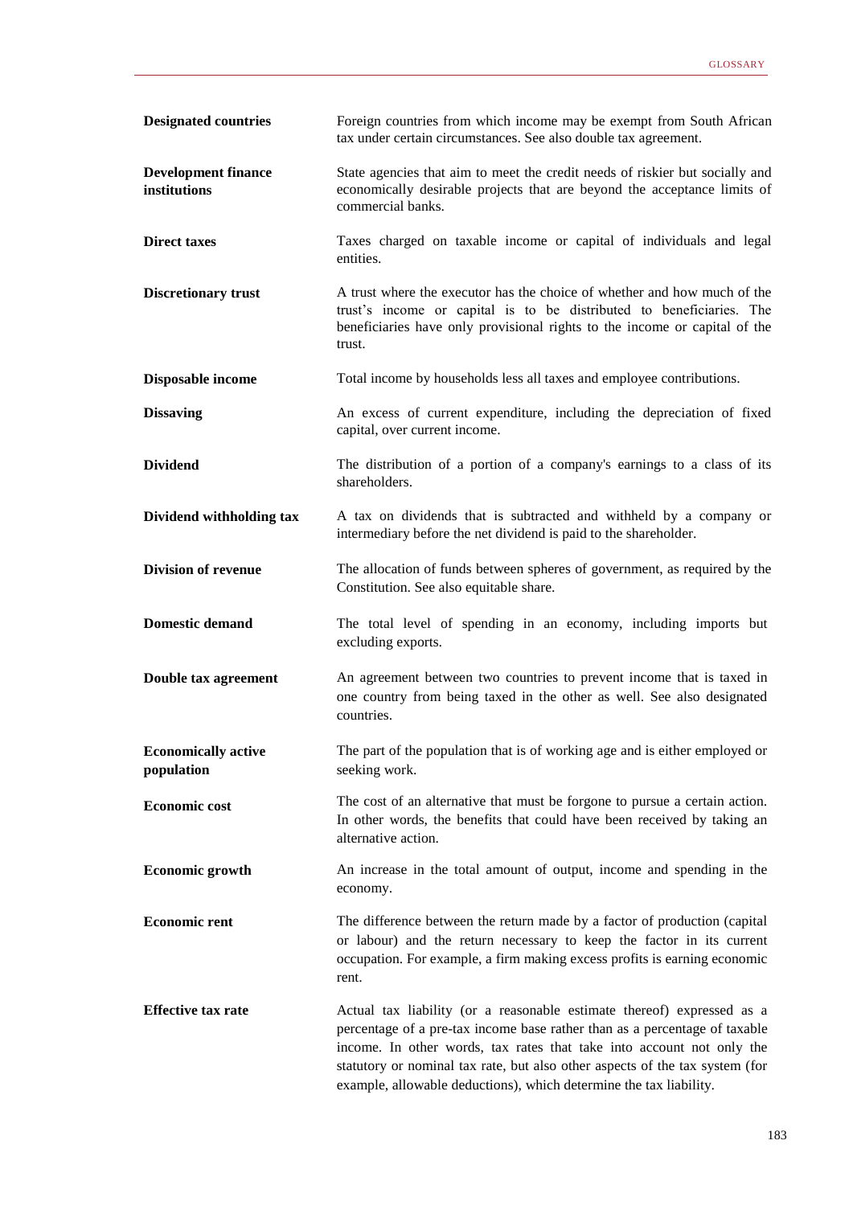| | |
|---|---|
| **Designated countries** | Foreign countries from which income may be exempt from South African tax under certain circumstances. See also double tax agreement. |
| **Development finance institutions** | State agencies that aim to meet the credit needs of riskier but socially and economically desirable projects that are beyond the acceptance limits of commercial banks. |
| **Direct taxes** | Taxes charged on taxable income or capital of individuals and legal entities. |
| **Discretionary trust** | A trust where the executor has the choice of whether and how much of the trust's income or capital is to be distributed to beneficiaries. The beneficiaries have only provisional rights to the income or capital of the trust. |
| **Disposable income** | Total income by households less all taxes and employee contributions. |
| **Dissaving** | An excess of current expenditure, including the depreciation of fixed capital, over current income. |
| **Dividend** | The distribution of a portion of a company's earnings to a class of its shareholders. |
| **Dividend withholding tax** | A tax on dividends that is subtracted and withheld by a company or intermediary before the net dividend is paid to the shareholder. |
| **Division of revenue** | The allocation of funds between spheres of government, as required by the Constitution. See also equitable share. |
| **Domestic demand** | The total level of spending in an economy, including imports but excluding exports. |
| **Double tax agreement** | An agreement between two countries to prevent income that is taxed in one country from being taxed in the other as well. See also designated countries. |
| **Economically active population** | The part of the population that is of working age and is either employed or seeking work. |
| **Economic cost** | The cost of an alternative that must be forgone to pursue a certain action. In other words, the benefits that could have been received by taking an alternative action. |
| **Economic growth** | An increase in the total amount of output, income and spending in the economy. |
| **Economic rent** | The difference between the return made by a factor of production (capital or labour) and the return necessary to keep the factor in its current occupation. For example, a firm making excess profits is earning economic rent. |
| **Effective tax rate** | Actual tax liability (or a reasonable estimate thereof) expressed as a percentage of a pre-tax income base rather than as a percentage of taxable income. In other words, tax rates that take into account not only the statutory or nominal tax rate, but also other aspects of the tax system (for example, allowable deductions), which determine the tax liability. |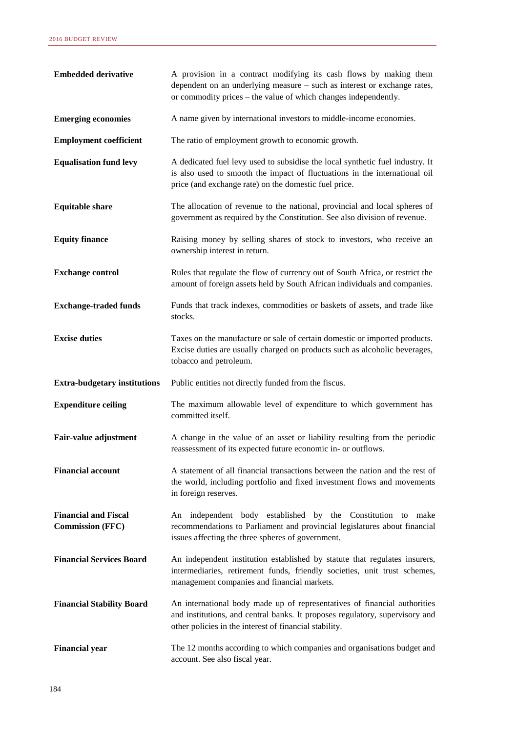| | |
|---|---|
| **Embedded derivative** | A provision in a contract modifying its cash flows by making them dependent on an underlying measure – such as interest or exchange rates, or commodity prices – the value of which changes independently. |
| **Emerging economies** | A name given by international investors to middle-income economies. |
| **Employment coefficient** | The ratio of employment growth to economic growth. |
| **Equalisation fund levy** | A dedicated fuel levy used to subsidise the local synthetic fuel industry. It is also used to smooth the impact of fluctuations in the international oil price (and exchange rate) on the domestic fuel price. |
| **Equitable share** | The allocation of revenue to the national, provincial and local spheres of government as required by the Constitution. See also division of revenue. |
| **Equity finance** | Raising money by selling shares of stock to investors, who receive an ownership interest in return. |
| **Exchange control** | Rules that regulate the flow of currency out of South Africa, or restrict the amount of foreign assets held by South African individuals and companies. |
| **Exchange-traded funds** | Funds that track indexes, commodities or baskets of assets, and trade like stocks. |
| **Excise duties** | Taxes on the manufacture or sale of certain domestic or imported products. Excise duties are usually charged on products such as alcoholic beverages, tobacco and petroleum. |
| **Extra-budgetary institutions** | Public entities not directly funded from the fiscus. |
| **Expenditure ceiling** | The maximum allowable level of expenditure to which government has committed itself. |
| **Fair-value adjustment** | A change in the value of an asset or liability resulting from the periodic reassessment of its expected future economic in- or outflows. |
| **Financial account** | A statement of all financial transactions between the nation and the rest of the world, including portfolio and fixed investment flows and movements in foreign reserves. |
| **Financial and Fiscal Commission (FFC)** | An independent body established by the Constitution to make recommendations to Parliament and provincial legislatures about financial issues affecting the three spheres of government. |
| **Financial Services Board** | An independent institution established by statute that regulates insurers, intermediaries, retirement funds, friendly societies, unit trust schemes, management companies and financial markets. |
| **Financial Stability Board** | An international body made up of representatives of financial authorities and institutions, and central banks. It proposes regulatory, supervisory and other policies in the interest of financial stability. |
| **Financial year** | The 12 months according to which companies and organisations budget and account. See also fiscal year. |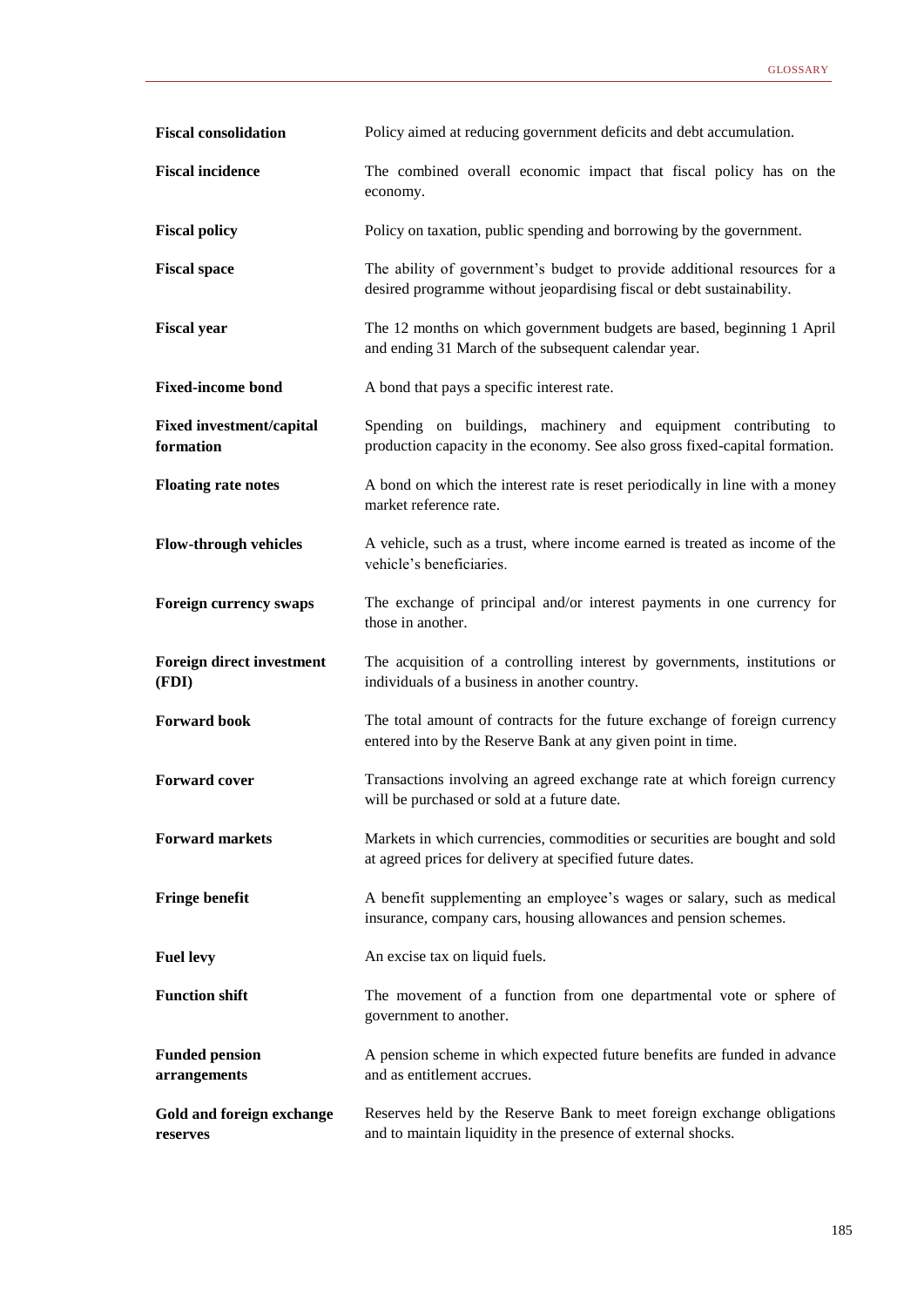| | |
|---|---|
| **Fiscal consolidation** | Policy aimed at reducing government deficits and debt accumulation. |
| **Fiscal incidence** | The combined overall economic impact that fiscal policy has on the economy. |
| **Fiscal policy** | Policy on taxation, public spending and borrowing by the government. |
| **Fiscal space** | The ability of government's budget to provide additional resources for a desired programme without jeopardising fiscal or debt sustainability. |
| **Fiscal year** | The 12 months on which government budgets are based, beginning 1 April and ending 31 March of the subsequent calendar year. |
| **Fixed-income bond** | A bond that pays a specific interest rate. |
| **Fixed investment/capital formation** | Spending on buildings, machinery and equipment contributing to production capacity in the economy. See also gross fixed-capital formation. |
| **Floating rate notes** | A bond on which the interest rate is reset periodically in line with a money market reference rate. |
| **Flow-through vehicles** | A vehicle, such as a trust, where income earned is treated as income of the vehicle's beneficiaries. |
| **Foreign currency swaps** | The exchange of principal and/or interest payments in one currency for those in another. |
| **Foreign direct investment (FDI)** | The acquisition of a controlling interest by governments, institutions or individuals of a business in another country. |
| **Forward book** | The total amount of contracts for the future exchange of foreign currency entered into by the Reserve Bank at any given point in time. |
| **Forward cover** | Transactions involving an agreed exchange rate at which foreign currency will be purchased or sold at a future date. |
| **Forward markets** | Markets in which currencies, commodities or securities are bought and sold at agreed prices for delivery at specified future dates. |
| **Fringe benefit** | A benefit supplementing an employee's wages or salary, such as medical insurance, company cars, housing allowances and pension schemes. |
| **Fuel levy** | An excise tax on liquid fuels. |
| **Function shift** | The movement of a function from one departmental vote or sphere of government to another. |
| **Funded pension arrangements** | A pension scheme in which expected future benefits are funded in advance and as entitlement accrues. |
| **Gold and foreign exchange reserves** | Reserves held by the Reserve Bank to meet foreign exchange obligations and to maintain liquidity in the presence of external shocks. |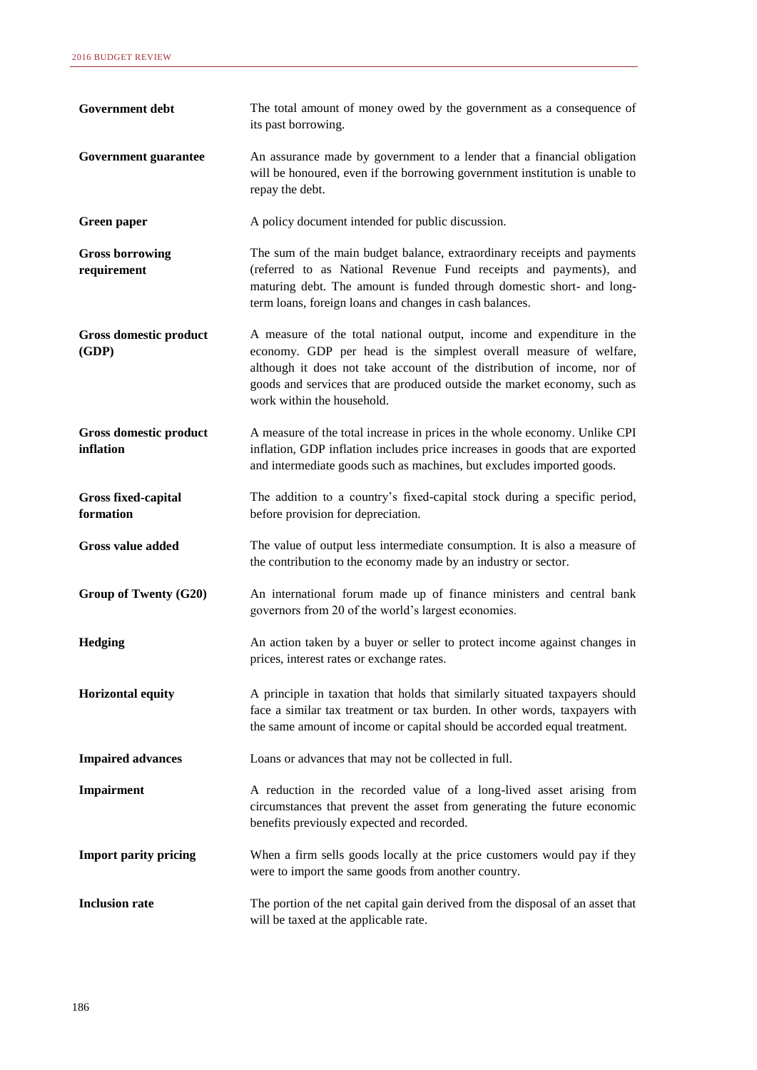| | |
|---|---|
| **Government debt** | The total amount of money owed by the government as a consequence of its past borrowing. |
| **Government guarantee** | An assurance made by government to a lender that a financial obligation will be honoured, even if the borrowing government institution is unable to repay the debt. |
| **Green paper** | A policy document intended for public discussion. |
| **Gross borrowing requirement** | The sum of the main budget balance, extraordinary receipts and payments (referred to as National Revenue Fund receipts and payments), and maturing debt. The amount is funded through domestic short- and long-term loans, foreign loans and changes in cash balances. |
| **Gross domestic product (GDP)** | A measure of the total national output, income and expenditure in the economy. GDP per head is the simplest overall measure of welfare, although it does not take account of the distribution of income, nor of goods and services that are produced outside the market economy, such as work within the household. |
| **Gross domestic product inflation** | A measure of the total increase in prices in the whole economy. Unlike CPI inflation, GDP inflation includes price increases in goods that are exported and intermediate goods such as machines, but excludes imported goods. |
| **Gross fixed-capital formation** | The addition to a country's fixed-capital stock during a specific period, before provision for depreciation. |
| **Gross value added** | The value of output less intermediate consumption. It is also a measure of the contribution to the economy made by an industry or sector. |
| **Group of Twenty (G20)** | An international forum made up of finance ministers and central bank governors from 20 of the world's largest economies. |
| **Hedging** | An action taken by a buyer or seller to protect income against changes in prices, interest rates or exchange rates. |
| **Horizontal equity** | A principle in taxation that holds that similarly situated taxpayers should face a similar tax treatment or tax burden. In other words, taxpayers with the same amount of income or capital should be accorded equal treatment. |
| **Impaired advances** | Loans or advances that may not be collected in full. |
| **Impairment** | A reduction in the recorded value of a long-lived asset arising from circumstances that prevent the asset from generating the future economic benefits previously expected and recorded. |
| **Import parity pricing** | When a firm sells goods locally at the price customers would pay if they were to import the same goods from another country. |
| **Inclusion rate** | The portion of the net capital gain derived from the disposal of an asset that will be taxed at the applicable rate. |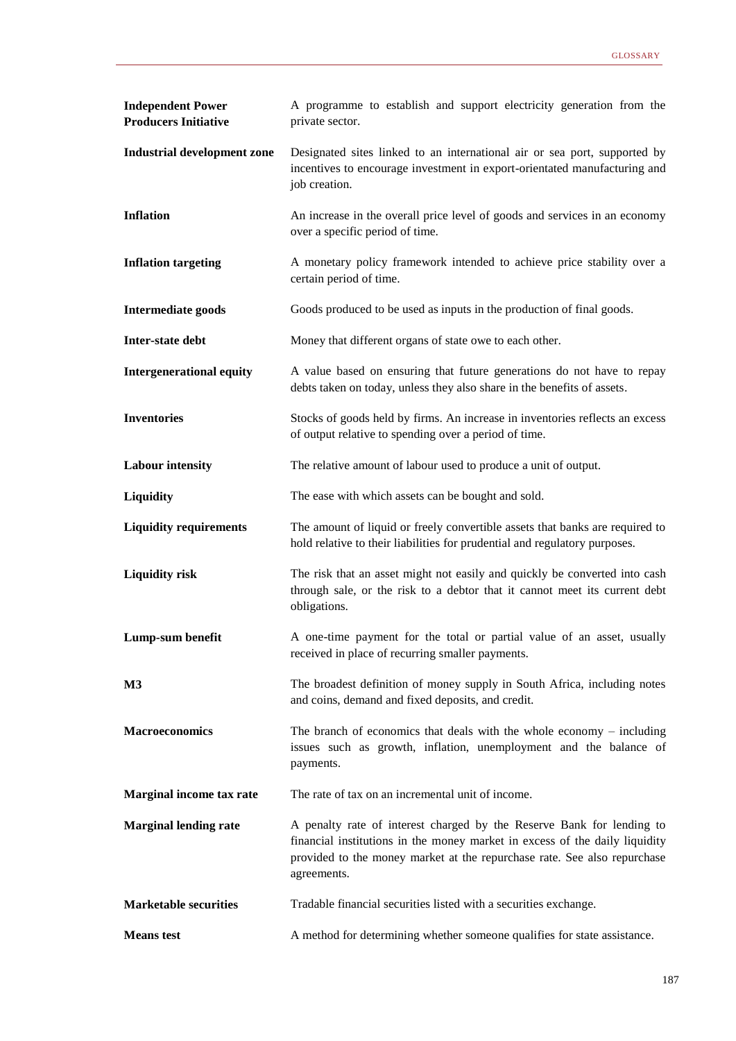| | |
|---|---|
| **Independent Power Producers Initiative** | A programme to establish and support electricity generation from the private sector. |
| **Industrial development zone** | Designated sites linked to an international air or sea port, supported by incentives to encourage investment in export-orientated manufacturing and job creation. |
| **Inflation** | An increase in the overall price level of goods and services in an economy over a specific period of time. |
| **Inflation targeting** | A monetary policy framework intended to achieve price stability over a certain period of time. |
| **Intermediate goods** | Goods produced to be used as inputs in the production of final goods. |
| **Inter-state debt** | Money that different organs of state owe to each other. |
| **Intergenerational equity** | A value based on ensuring that future generations do not have to repay debts taken on today, unless they also share in the benefits of assets. |
| **Inventories** | Stocks of goods held by firms. An increase in inventories reflects an excess of output relative to spending over a period of time. |
| **Labour intensity** | The relative amount of labour used to produce a unit of output. |
| **Liquidity** | The ease with which assets can be bought and sold. |
| **Liquidity requirements** | The amount of liquid or freely convertible assets that banks are required to hold relative to their liabilities for prudential and regulatory purposes. |
| **Liquidity risk** | The risk that an asset might not easily and quickly be converted into cash through sale, or the risk to a debtor that it cannot meet its current debt obligations. |
| **Lump-sum benefit** | A one-time payment for the total or partial value of an asset, usually received in place of recurring smaller payments. |
| **M3** | The broadest definition of money supply in South Africa, including notes and coins, demand and fixed deposits, and credit. |
| **Macroeconomics** | The branch of economics that deals with the whole economy – including issues such as growth, inflation, unemployment and the balance of payments. |
| **Marginal income tax rate** | The rate of tax on an incremental unit of income. |
| **Marginal lending rate** | A penalty rate of interest charged by the Reserve Bank for lending to financial institutions in the money market in excess of the daily liquidity provided to the money market at the repurchase rate. See also repurchase agreements. |
| **Marketable securities** | Tradable financial securities listed with a securities exchange. |
| **Means test** | A method for determining whether someone qualifies for state assistance. |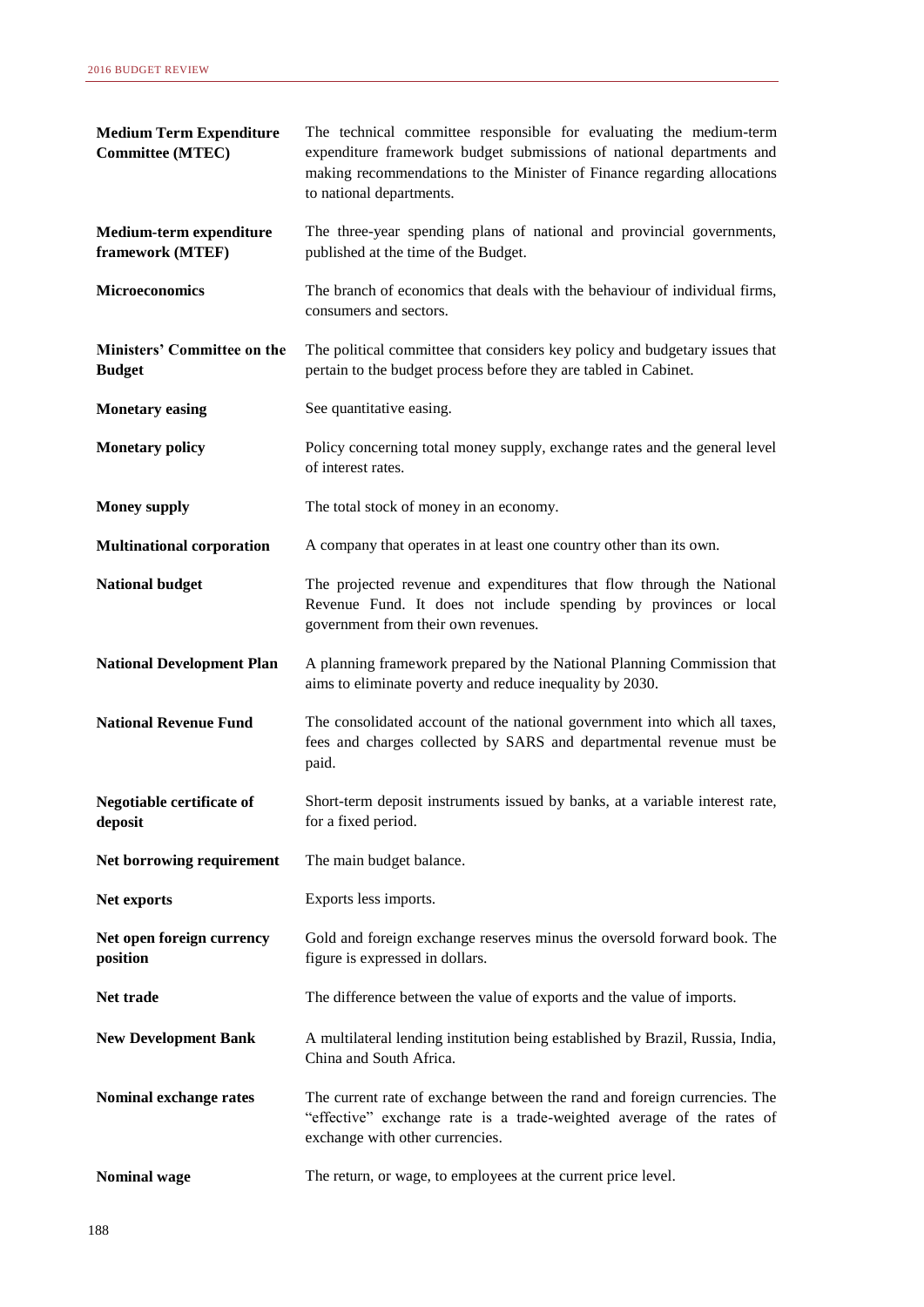| | |
|---|---|
| **Medium Term Expenditure Committee (MTEC)** | The technical committee responsible for evaluating the medium-term expenditure framework budget submissions of national departments and making recommendations to the Minister of Finance regarding allocations to national departments. |
| **Medium-term expenditure framework (MTEF)** | The three-year spending plans of national and provincial governments, published at the time of the Budget. |
| **Microeconomics** | The branch of economics that deals with the behaviour of individual firms, consumers and sectors. |
| **Ministers' Committee on the Budget** | The political committee that considers key policy and budgetary issues that pertain to the budget process before they are tabled in Cabinet. |
| **Monetary easing** | See quantitative easing. |
| **Monetary policy** | Policy concerning total money supply, exchange rates and the general level of interest rates. |
| **Money supply** | The total stock of money in an economy. |
| **Multinational corporation** | A company that operates in at least one country other than its own. |
| **National budget** | The projected revenue and expenditures that flow through the National Revenue Fund. It does not include spending by provinces or local government from their own revenues. |
| **National Development Plan** | A planning framework prepared by the National Planning Commission that aims to eliminate poverty and reduce inequality by 2030. |
| **National Revenue Fund** | The consolidated account of the national government into which all taxes, fees and charges collected by SARS and departmental revenue must be paid. |
| **Negotiable certificate of deposit** | Short-term deposit instruments issued by banks, at a variable interest rate, for a fixed period. |
| **Net borrowing requirement** | The main budget balance. |
| **Net exports** | Exports less imports. |
| **Net open foreign currency position** | Gold and foreign exchange reserves minus the oversold forward book. The figure is expressed in dollars. |
| **Net trade** | The difference between the value of exports and the value of imports. |
| **New Development Bank** | A multilateral lending institution being established by Brazil, Russia, India, China and South Africa. |
| **Nominal exchange rates** | The current rate of exchange between the rand and foreign currencies. The "effective" exchange rate is a trade-weighted average of the rates of exchange with other currencies. |
| **Nominal wage** | The return, or wage, to employees at the current price level. |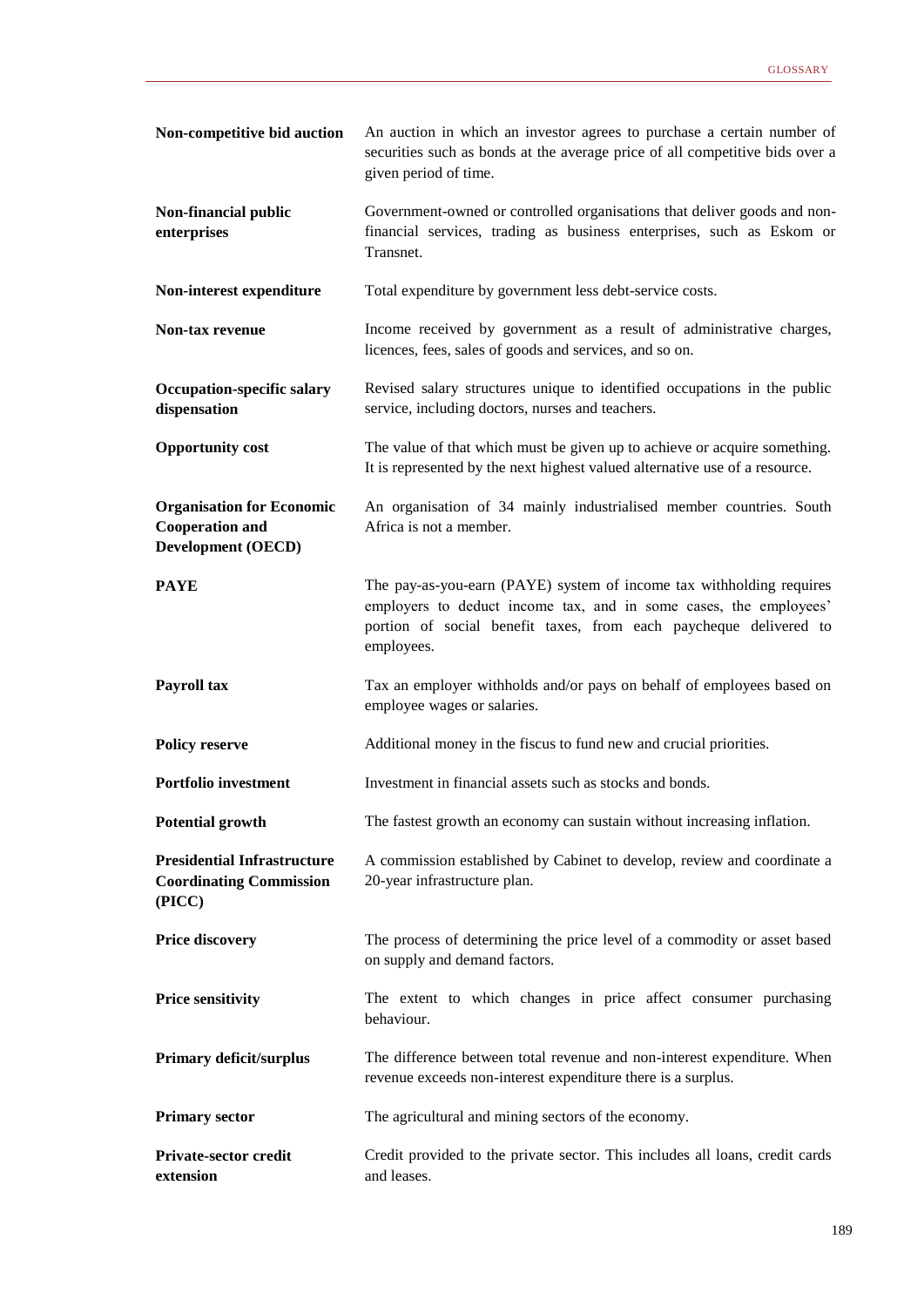| | |
|---|---|
| **Non-competitive bid auction** | An auction in which an investor agrees to purchase a certain number of securities such as bonds at the average price of all competitive bids over a given period of time. |
| **Non-financial public enterprises** | Government-owned or controlled organisations that deliver goods and non-financial services, trading as business enterprises, such as Eskom or Transnet. |
| **Non-interest expenditure** | Total expenditure by government less debt-service costs. |
| **Non-tax revenue** | Income received by government as a result of administrative charges, licences, fees, sales of goods and services, and so on. |
| **Occupation-specific salary dispensation** | Revised salary structures unique to identified occupations in the public service, including doctors, nurses and teachers. |
| **Opportunity cost** | The value of that which must be given up to achieve or acquire something. It is represented by the next highest valued alternative use of a resource. |
| **Organisation for Economic Cooperation and Development (OECD)** | An organisation of 34 mainly industrialised member countries. South Africa is not a member. |
| **PAYE** | The pay-as-you-earn (PAYE) system of income tax withholding requires employers to deduct income tax, and in some cases, the employees' portion of social benefit taxes, from each paycheque delivered to employees. |
| **Payroll tax** | Tax an employer withholds and/or pays on behalf of employees based on employee wages or salaries. |
| **Policy reserve** | Additional money in the fiscus to fund new and crucial priorities. |
| **Portfolio investment** | Investment in financial assets such as stocks and bonds. |
| **Potential growth** | The fastest growth an economy can sustain without increasing inflation. |
| **Presidential Infrastructure Coordinating Commission (PICC)** | A commission established by Cabinet to develop, review and coordinate a 20-year infrastructure plan. |
| **Price discovery** | The process of determining the price level of a commodity or asset based on supply and demand factors. |
| **Price sensitivity** | The extent to which changes in price affect consumer purchasing behaviour. |
| **Primary deficit/surplus** | The difference between total revenue and non-interest expenditure. When revenue exceeds non-interest expenditure there is a surplus. |
| **Primary sector** | The agricultural and mining sectors of the economy. |
| **Private-sector credit extension** | Credit provided to the private sector. This includes all loans, credit cards and leases. |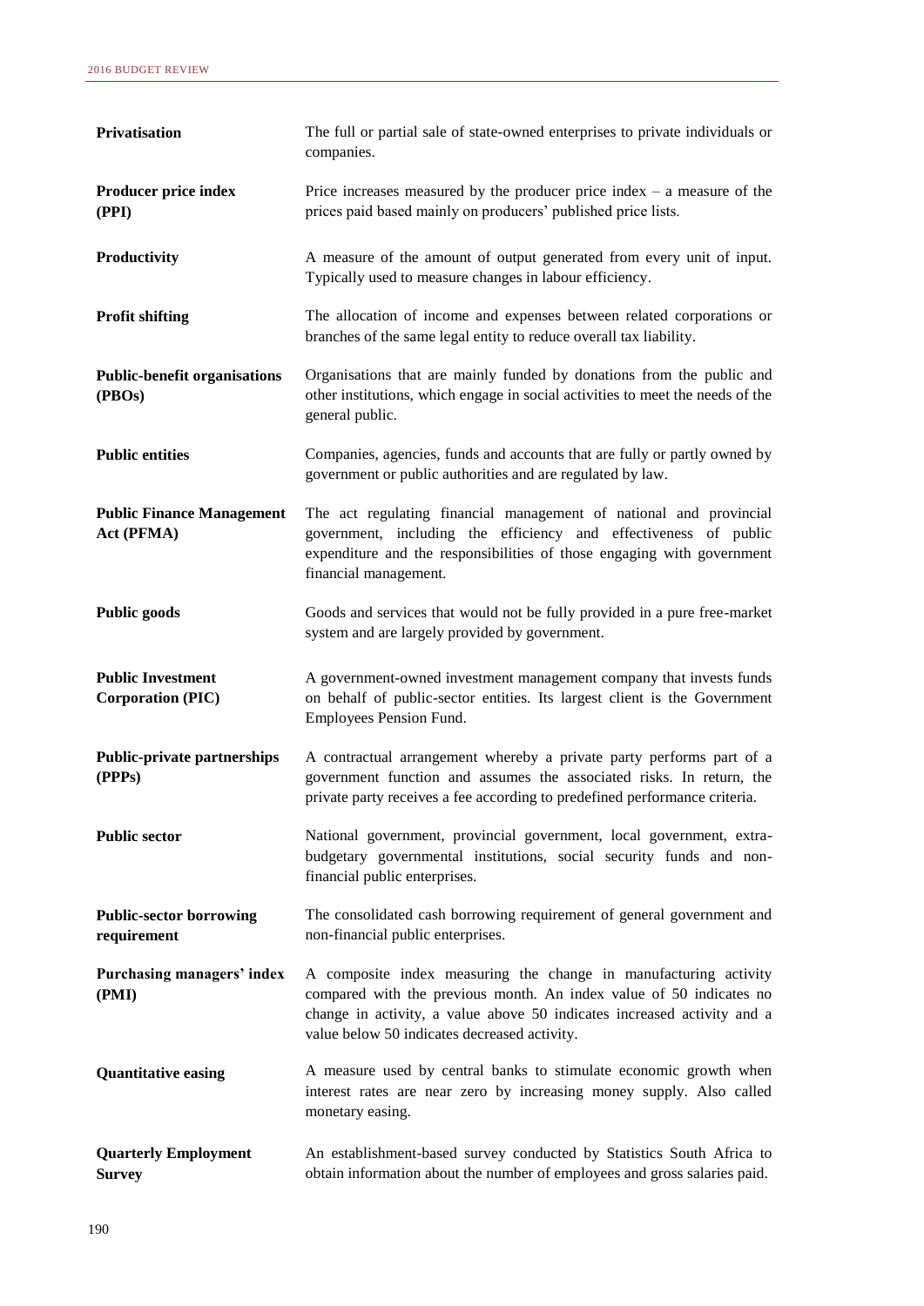| | |
|---|---|
| **Privatisation** | The full or partial sale of state-owned enterprises to private individuals or companies. |
| **Producer price index (PPI)** | Price increases measured by the producer price index – a measure of the prices paid based mainly on producers' published price lists. |
| **Productivity** | A measure of the amount of output generated from every unit of input. Typically used to measure changes in labour efficiency. |
| **Profit shifting** | The allocation of income and expenses between related corporations or branches of the same legal entity to reduce overall tax liability. |
| **Public-benefit organisations (PBOs)** | Organisations that are mainly funded by donations from the public and other institutions, which engage in social activities to meet the needs of the general public. |
| **Public entities** | Companies, agencies, funds and accounts that are fully or partly owned by government or public authorities and are regulated by law. |
| **Public Finance Management Act (PFMA)** | The act regulating financial management of national and provincial government, including the efficiency and effectiveness of public expenditure and the responsibilities of those engaging with government financial management. |
| **Public goods** | Goods and services that would not be fully provided in a pure free-market system and are largely provided by government. |
| **Public Investment Corporation (PIC)** | A government-owned investment management company that invests funds on behalf of public-sector entities. Its largest client is the Government Employees Pension Fund. |
| **Public-private partnerships (PPPs)** | A contractual arrangement whereby a private party performs part of a government function and assumes the associated risks. In return, the private party receives a fee according to predefined performance criteria. |
| **Public sector** | National government, provincial government, local government, extra-budgetary governmental institutions, social security funds and non-financial public enterprises. |
| **Public-sector borrowing requirement** | The consolidated cash borrowing requirement of general government and non-financial public enterprises. |
| **Purchasing managers' index (PMI)** | A composite index measuring the change in manufacturing activity compared with the previous month. An index value of 50 indicates no change in activity, a value above 50 indicates increased activity and a value below 50 indicates decreased activity. |
| **Quantitative easing** | A measure used by central banks to stimulate economic growth when interest rates are near zero by increasing money supply. Also called monetary easing. |
| **Quarterly Employment Survey** | An establishment-based survey conducted by Statistics South Africa to obtain information about the number of employees and gross salaries paid. |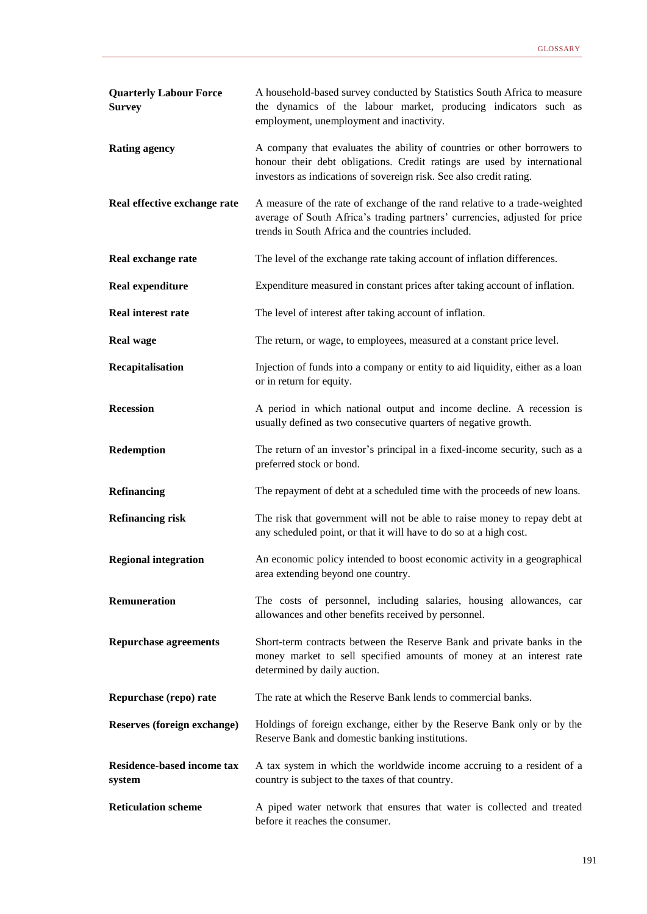| | |
|---|---|
| **Quarterly Labour Force Survey** | A household-based survey conducted by Statistics South Africa to measure the dynamics of the labour market, producing indicators such as employment, unemployment and inactivity. |
| **Rating agency** | A company that evaluates the ability of countries or other borrowers to honour their debt obligations. Credit ratings are used by international investors as indications of sovereign risk. See also credit rating. |
| **Real effective exchange rate** | A measure of the rate of exchange of the rand relative to a trade-weighted average of South Africa's trading partners' currencies, adjusted for price trends in South Africa and the countries included. |
| **Real exchange rate** | The level of the exchange rate taking account of inflation differences. |
| **Real expenditure** | Expenditure measured in constant prices after taking account of inflation. |
| **Real interest rate** | The level of interest after taking account of inflation. |
| **Real wage** | The return, or wage, to employees, measured at a constant price level. |
| **Recapitalisation** | Injection of funds into a company or entity to aid liquidity, either as a loan or in return for equity. |
| **Recession** | A period in which national output and income decline. A recession is usually defined as two consecutive quarters of negative growth. |
| **Redemption** | The return of an investor's principal in a fixed-income security, such as a preferred stock or bond. |
| **Refinancing** | The repayment of debt at a scheduled time with the proceeds of new loans. |
| **Refinancing risk** | The risk that government will not be able to raise money to repay debt at any scheduled point, or that it will have to do so at a high cost. |
| **Regional integration** | An economic policy intended to boost economic activity in a geographical area extending beyond one country. |
| **Remuneration** | The costs of personnel, including salaries, housing allowances, car allowances and other benefits received by personnel. |
| **Repurchase agreements** | Short-term contracts between the Reserve Bank and private banks in the money market to sell specified amounts of money at an interest rate determined by daily auction. |
| **Repurchase (repo) rate** | The rate at which the Reserve Bank lends to commercial banks. |
| **Reserves (foreign exchange)** | Holdings of foreign exchange, either by the Reserve Bank only or by the Reserve Bank and domestic banking institutions. |
| **Residence-based income tax system** | A tax system in which the worldwide income accruing to a resident of a country is subject to the taxes of that country. |
| **Reticulation scheme** | A piped water network that ensures that water is collected and treated before it reaches the consumer. |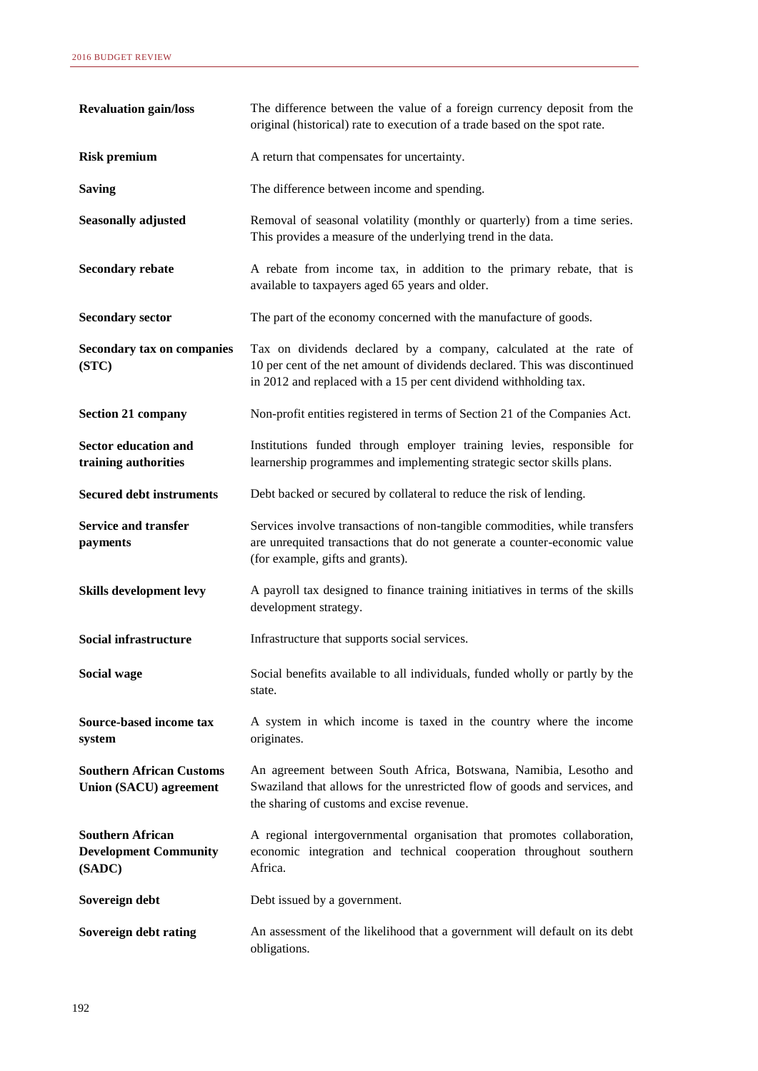| | |
|---|---|
| **Revaluation gain/loss** | The difference between the value of a foreign currency deposit from the original (historical) rate to execution of a trade based on the spot rate. |
| **Risk premium** | A return that compensates for uncertainty. |
| **Saving** | The difference between income and spending. |
| **Seasonally adjusted** | Removal of seasonal volatility (monthly or quarterly) from a time series. This provides a measure of the underlying trend in the data. |
| **Secondary rebate** | A rebate from income tax, in addition to the primary rebate, that is available to taxpayers aged 65 years and older. |
| **Secondary sector** | The part of the economy concerned with the manufacture of goods. |
| **Secondary tax on companies (STC)** | Tax on dividends declared by a company, calculated at the rate of 10 per cent of the net amount of dividends declared. This was discontinued in 2012 and replaced with a 15 per cent dividend withholding tax. |
| **Section 21 company** | Non-profit entities registered in terms of Section 21 of the Companies Act. |
| **Sector education and training authorities** | Institutions funded through employer training levies, responsible for learnership programmes and implementing strategic sector skills plans. |
| **Secured debt instruments** | Debt backed or secured by collateral to reduce the risk of lending. |
| **Service and transfer payments** | Services involve transactions of non-tangible commodities, while transfers are unrequited transactions that do not generate a counter-economic value (for example, gifts and grants). |
| **Skills development levy** | A payroll tax designed to finance training initiatives in terms of the skills development strategy. |
| **Social infrastructure** | Infrastructure that supports social services. |
| **Social wage** | Social benefits available to all individuals, funded wholly or partly by the state. |
| **Source-based income tax system** | A system in which income is taxed in the country where the income originates. |
| **Southern African Customs Union (SACU) agreement** | An agreement between South Africa, Botswana, Namibia, Lesotho and Swaziland that allows for the unrestricted flow of goods and services, and the sharing of customs and excise revenue. |
| **Southern African Development Community (SADC)** | A regional intergovernmental organisation that promotes collaboration, economic integration and technical cooperation throughout southern Africa. |
| **Sovereign debt** | Debt issued by a government. |
| **Sovereign debt rating** | An assessment of the likelihood that a government will default on its debt obligations. |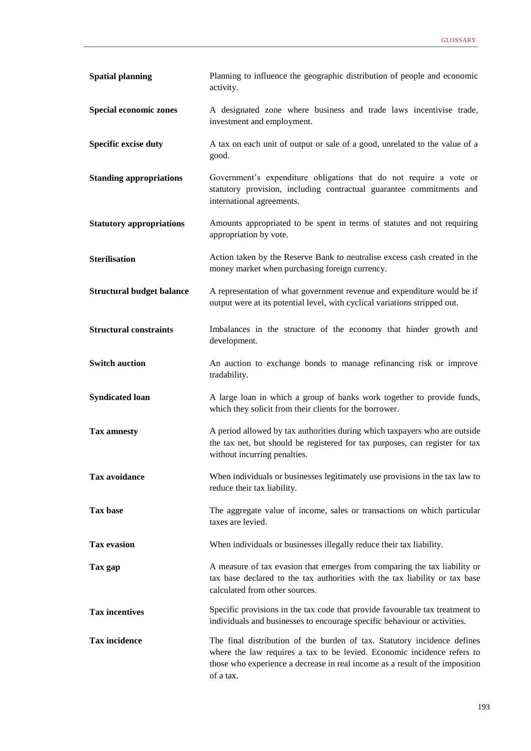| | |
|---|---|
| **Spatial planning** | Planning to influence the geographic distribution of people and economic activity. |
| **Special economic zones** | A designated zone where business and trade laws incentivise trade, investment and employment. |
| **Specific excise duty** | A tax on each unit of output or sale of a good, unrelated to the value of a good. |
| **Standing appropriations** | Government's expenditure obligations that do not require a vote or statutory provision, including contractual guarantee commitments and international agreements. |
| **Statutory appropriations** | Amounts appropriated to be spent in terms of statutes and not requiring appropriation by vote. |
| **Sterilisation** | Action taken by the Reserve Bank to neutralise excess cash created in the money market when purchasing foreign currency. |
| **Structural budget balance** | A representation of what government revenue and expenditure would be if output were at its potential level, with cyclical variations stripped out. |
| **Structural constraints** | Imbalances in the structure of the economy that hinder growth and development. |
| **Switch auction** | An auction to exchange bonds to manage refinancing risk or improve tradability. |
| **Syndicated loan** | A large loan in which a group of banks work together to provide funds, which they solicit from their clients for the borrower. |
| **Tax amnesty** | A period allowed by tax authorities during which taxpayers who are outside the tax net, but should be registered for tax purposes, can register for tax without incurring penalties. |
| **Tax avoidance** | When individuals or businesses legitimately use provisions in the tax law to reduce their tax liability. |
| **Tax base** | The aggregate value of income, sales or transactions on which particular taxes are levied. |
| **Tax evasion** | When individuals or businesses illegally reduce their tax liability. |
| **Tax gap** | A measure of tax evasion that emerges from comparing the tax liability or tax base declared to the tax authorities with the tax liability or tax base calculated from other sources. |
| **Tax incentives** | Specific provisions in the tax code that provide favourable tax treatment to individuals and businesses to encourage specific behaviour or activities. |
| **Tax incidence** | The final distribution of the burden of tax. Statutory incidence defines where the law requires a tax to be levied. Economic incidence refers to those who experience a decrease in real income as a result of the imposition of a tax. |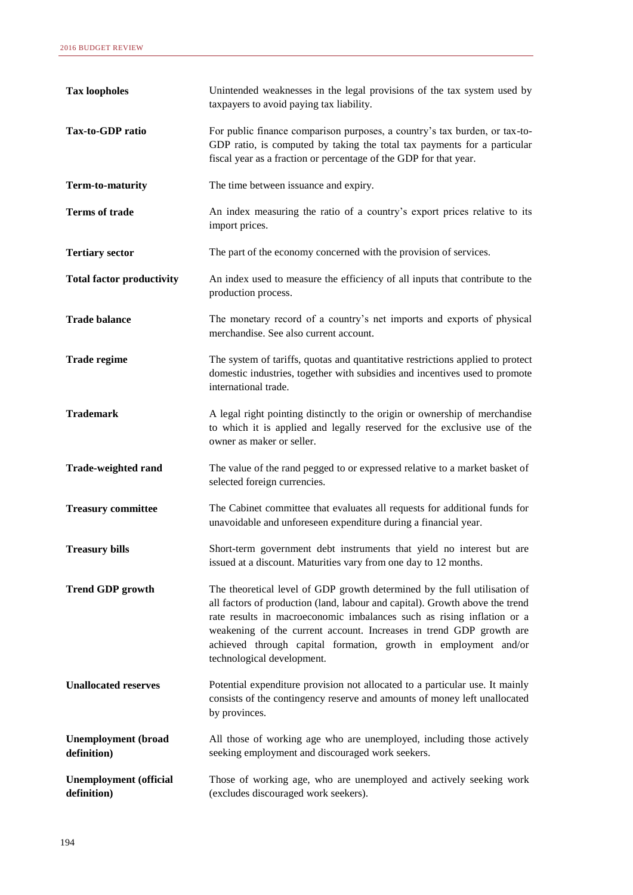**Tax loopholes** Unintended weaknesses in the legal provisions of the tax system used by taxpayers to avoid paying tax liability.

**Tax-to-GDP ratio** For public finance comparison purposes, a country's tax burden, or tax-to-GDP ratio, is computed by taking the total tax payments for a particular fiscal year as a fraction or percentage of the GDP for that year.

**Term-to-maturity** The time between issuance and expiry.

**Terms of trade** An index measuring the ratio of a country's export prices relative to its import prices.

**Tertiary sector** The part of the economy concerned with the provision of services.

**Total factor productivity** An index used to measure the efficiency of all inputs that contribute to the production process.

**Trade balance** The monetary record of a country's net imports and exports of physical merchandise. See also current account.

**Trade regime** The system of tariffs, quotas and quantitative restrictions applied to protect domestic industries, together with subsidies and incentives used to promote international trade.

**Trademark** A legal right pointing distinctly to the origin or ownership of merchandise to which it is applied and legally reserved for the exclusive use of the owner as maker or seller.

**Trade-weighted rand** The value of the rand pegged to or expressed relative to a market basket of selected foreign currencies.

**Treasury committee** The Cabinet committee that evaluates all requests for additional funds for unavoidable and unforeseen expenditure during a financial year.

**Treasury bills** Short-term government debt instruments that yield no interest but are issued at a discount. Maturities vary from one day to 12 months.

**Trend GDP growth** The theoretical level of GDP growth determined by the full utilisation of all factors of production (land, labour and capital). Growth above the trend rate results in macroeconomic imbalances such as rising inflation or a weakening of the current account. Increases in trend GDP growth are achieved through capital formation, growth in employment and/or technological development.

**Unallocated reserves** Potential expenditure provision not allocated to a particular use. It mainly consists of the contingency reserve and amounts of money left unallocated by provinces.

**Unemployment (broad definition)** All those of working age who are unemployed, including those actively seeking employment and discouraged work seekers.

**Unemployment (official definition)** Those of working age, who are unemployed and actively seeking work (excludes discouraged work seekers).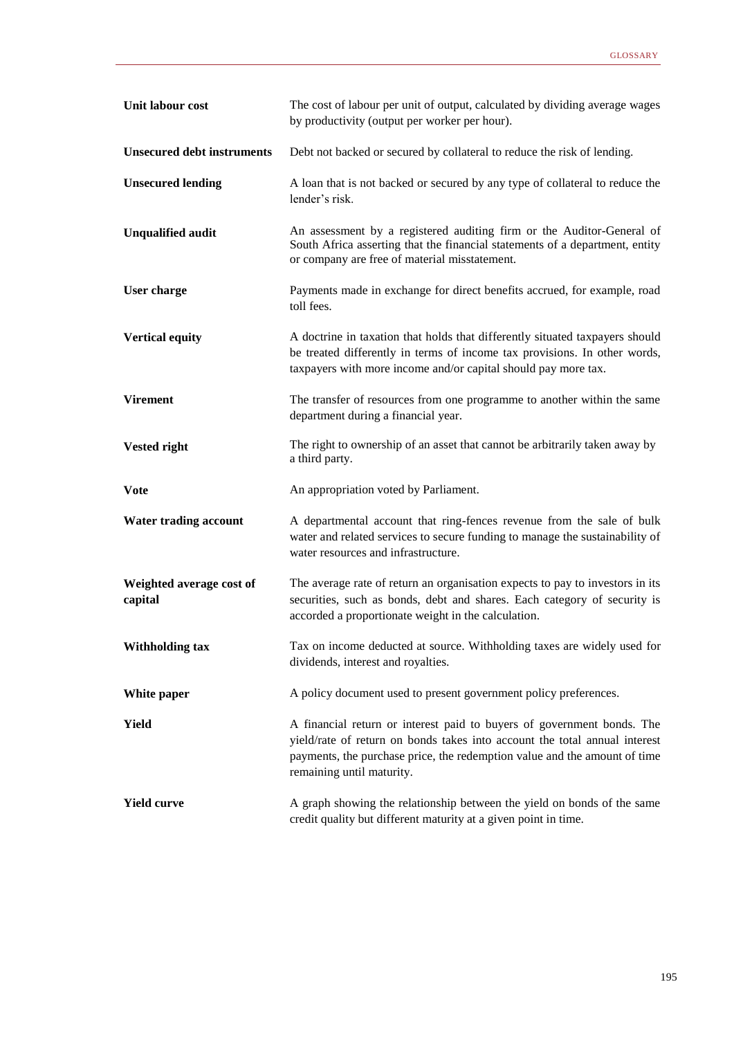| | |
|---|---|
| **Unit labour cost** | The cost of labour per unit of output, calculated by dividing average wages by productivity (output per worker per hour). |
| **Unsecured debt instruments** | Debt not backed or secured by collateral to reduce the risk of lending. |
| **Unsecured lending** | A loan that is not backed or secured by any type of collateral to reduce the lender's risk. |
| **Unqualified audit** | An assessment by a registered auditing firm or the Auditor-General of South Africa asserting that the financial statements of a department, entity or company are free of material misstatement. |
| **User charge** | Payments made in exchange for direct benefits accrued, for example, road toll fees. |
| **Vertical equity** | A doctrine in taxation that holds that differently situated taxpayers should be treated differently in terms of income tax provisions. In other words, taxpayers with more income and/or capital should pay more tax. |
| **Virement** | The transfer of resources from one programme to another within the same department during a financial year. |
| **Vested right** | The right to ownership of an asset that cannot be arbitrarily taken away by a third party. |
| **Vote** | An appropriation voted by Parliament. |
| **Water trading account** | A departmental account that ring-fences revenue from the sale of bulk water and related services to secure funding to manage the sustainability of water resources and infrastructure. |
| **Weighted average cost of capital** | The average rate of return an organisation expects to pay to investors in its securities, such as bonds, debt and shares. Each category of security is accorded a proportionate weight in the calculation. |
| **Withholding tax** | Tax on income deducted at source. Withholding taxes are widely used for dividends, interest and royalties. |
| **White paper** | A policy document used to present government policy preferences. |
| **Yield** | A financial return or interest paid to buyers of government bonds. The yield/rate of return on bonds takes into account the total annual interest payments, the purchase price, the redemption value and the amount of time remaining until maturity. |
| **Yield curve** | A graph showing the relationship between the yield on bonds of the same credit quality but different maturity at a given point in time. |